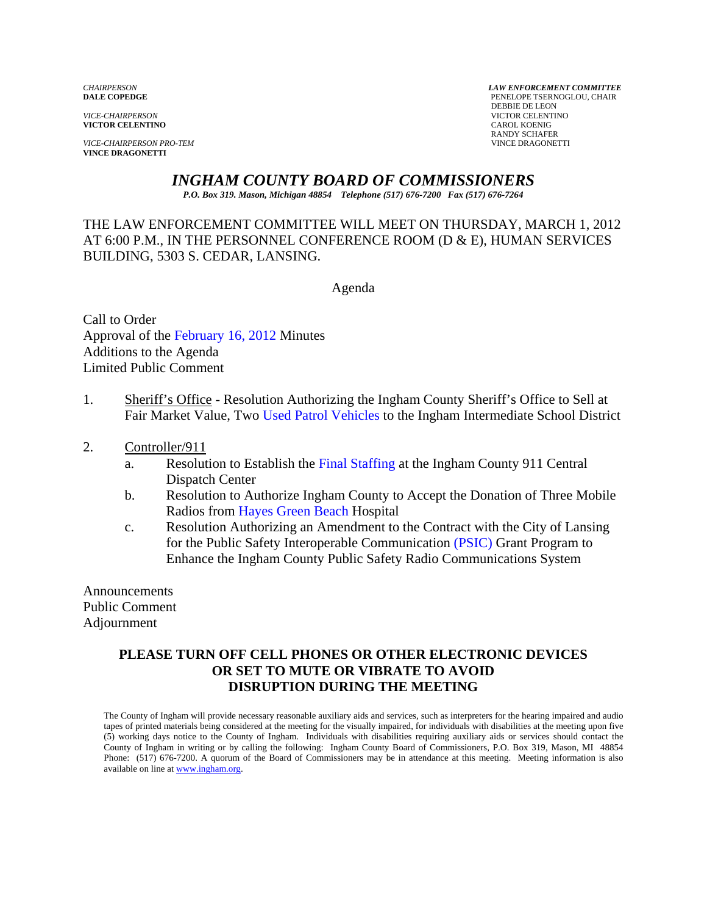*CHAIRPERSON*
**DALE COPEDGE**

*VICE-CHAIRPERSON*
**VICTOR CELENTINO**

*VICE-CHAIRPERSON PRO-TEM*
**VINCE DRAGONETTI**

***LAW ENFORCEMENT COMMITTEE***
PENELOPE TSERNOGLOU, CHAIR
DEBBIE DE LEON
VICTOR CELENTINO
CAROL KOENIG
RANDY SCHAFER
VINCE DRAGONETTI

# *INGHAM COUNTY BOARD OF COMMISSIONERS*

*P.O. Box 319. Mason, Michigan 48854 Telephone (517) 676-7200 Fax (517) 676-7264*

THE LAW ENFORCEMENT COMMITTEE WILL MEET ON THURSDAY, MARCH 1, 2012 AT 6:00 P.M., IN THE PERSONNEL CONFERENCE ROOM (D & E), HUMAN SERVICES BUILDING, 5303 S. CEDAR, LANSING.

Agenda

Call to Order
Approval of the February 16, 2012 Minutes
Additions to the Agenda
Limited Public Comment

1. Sheriff's Office - Resolution Authorizing the Ingham County Sheriff's Office to Sell at Fair Market Value, Two Used Patrol Vehicles to the Ingham Intermediate School District

2. Controller/911
   a. Resolution to Establish the Final Staffing at the Ingham County 911 Central Dispatch Center
   b. Resolution to Authorize Ingham County to Accept the Donation of Three Mobile Radios from Hayes Green Beach Hospital
   c. Resolution Authorizing an Amendment to the Contract with the City of Lansing for the Public Safety Interoperable Communication (PSIC) Grant Program to Enhance the Ingham County Public Safety Radio Communications System

Announcements
Public Comment
Adjournment

**PLEASE TURN OFF CELL PHONES OR OTHER ELECTRONIC DEVICES OR SET TO MUTE OR VIBRATE TO AVOID DISRUPTION DURING THE MEETING**

The County of Ingham will provide necessary reasonable auxiliary aids and services, such as interpreters for the hearing impaired and audio tapes of printed materials being considered at the meeting for the visually impaired, for individuals with disabilities at the meeting upon five (5) working days notice to the County of Ingham. Individuals with disabilities requiring auxiliary aids or services should contact the County of Ingham in writing or by calling the following: Ingham County Board of Commissioners, P.O. Box 319, Mason, MI 48854 Phone: (517) 676-7200. A quorum of the Board of Commissioners may be in attendance at this meeting. Meeting information is also available on line at www.ingham.org.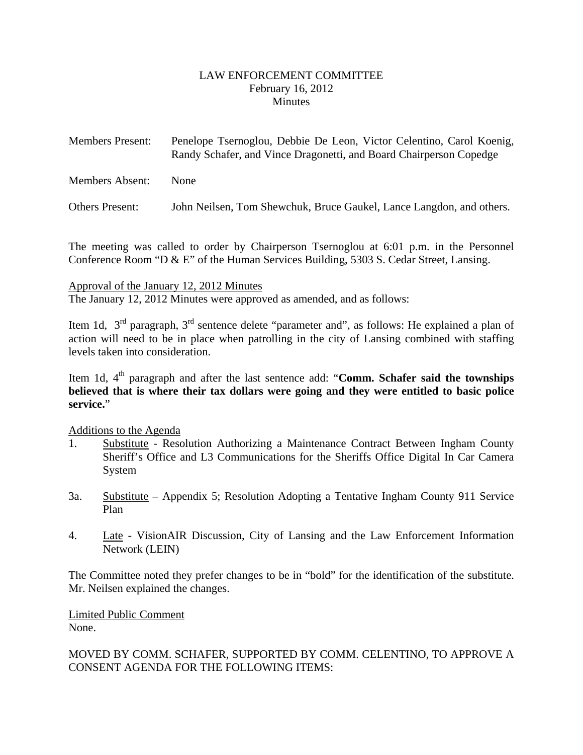LAW ENFORCEMENT COMMITTEE
February 16, 2012
Minutes

Members Present: Penelope Tsernoglou, Debbie De Leon, Victor Celentino, Carol Koenig, Randy Schafer, and Vince Dragonetti, and Board Chairperson Copedge

Members Absent: None

Others Present: John Neilsen, Tom Shewchuk, Bruce Gaukel, Lance Langdon, and others.

The meeting was called to order by Chairperson Tsernoglou at 6:01 p.m. in the Personnel Conference Room "D & E" of the Human Services Building, 5303 S. Cedar Street, Lansing.

Approval of the January 12, 2012 Minutes
The January 12, 2012 Minutes were approved as amended, and as follows:

Item 1d, 3rd paragraph, 3rd sentence delete "parameter and", as follows: He explained a plan of action will need to be in place when patrolling in the city of Lansing combined with staffing levels taken into consideration.

Item 1d, 4th paragraph and after the last sentence add: "**Comm. Schafer said the townships believed that is where their tax dollars were going and they were entitled to basic police service.**"

Additions to the Agenda

1. Substitute - Resolution Authorizing a Maintenance Contract Between Ingham County Sheriff's Office and L3 Communications for the Sheriffs Office Digital In Car Camera System

3a. Substitute – Appendix 5; Resolution Adopting a Tentative Ingham County 911 Service Plan

4. Late - VisionAIR Discussion, City of Lansing and the Law Enforcement Information Network (LEIN)

The Committee noted they prefer changes to be in "bold" for the identification of the substitute. Mr. Neilsen explained the changes.

Limited Public Comment
None.

MOVED BY COMM. SCHAFER, SUPPORTED BY COMM. CELENTINO, TO APPROVE A CONSENT AGENDA FOR THE FOLLOWING ITEMS: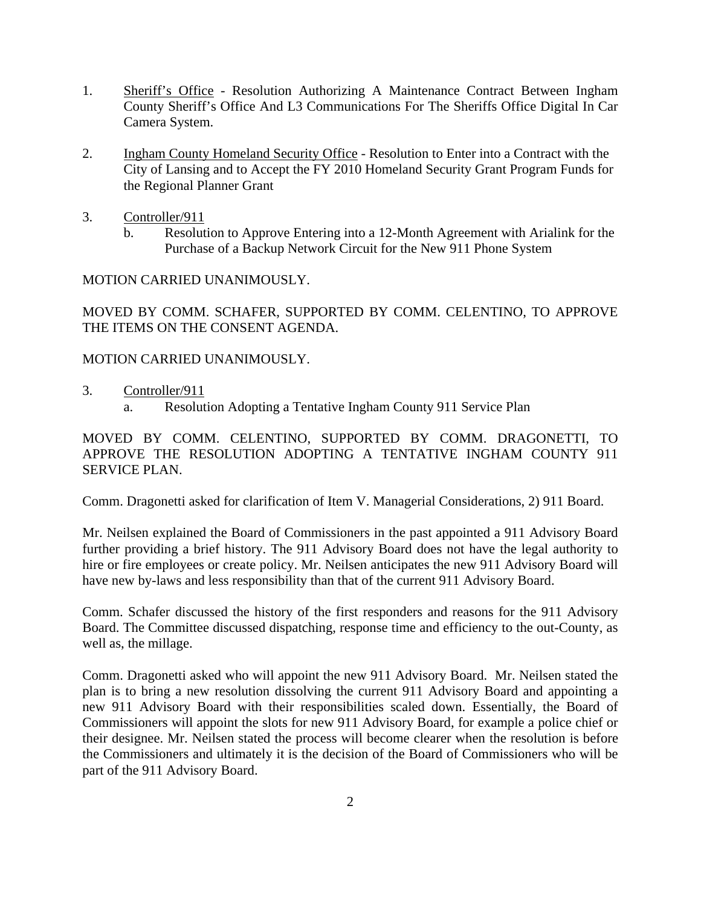1. <u>Sheriff's Office</u> - Resolution Authorizing A Maintenance Contract Between Ingham County Sheriff's Office And L3 Communications For The Sheriffs Office Digital In Car Camera System.

2. <u>Ingham County Homeland Security Office</u> - Resolution to Enter into a Contract with the City of Lansing and to Accept the FY 2010 Homeland Security Grant Program Funds for the Regional Planner Grant

3. <u>Controller/911</u>
   b. Resolution to Approve Entering into a 12-Month Agreement with Arialink for the Purchase of a Backup Network Circuit for the New 911 Phone System

MOTION CARRIED UNANIMOUSLY.

MOVED BY COMM. SCHAFER, SUPPORTED BY COMM. CELENTINO, TO APPROVE THE ITEMS ON THE CONSENT AGENDA.

MOTION CARRIED UNANIMOUSLY.

3. <u>Controller/911</u>
   a. Resolution Adopting a Tentative Ingham County 911 Service Plan

MOVED BY COMM. CELENTINO, SUPPORTED BY COMM. DRAGONETTI, TO APPROVE THE RESOLUTION ADOPTING A TENTATIVE INGHAM COUNTY 911 SERVICE PLAN.

Comm. Dragonetti asked for clarification of Item V. Managerial Considerations, 2) 911 Board.

Mr. Neilsen explained the Board of Commissioners in the past appointed a 911 Advisory Board further providing a brief history. The 911 Advisory Board does not have the legal authority to hire or fire employees or create policy. Mr. Neilsen anticipates the new 911 Advisory Board will have new by-laws and less responsibility than that of the current 911 Advisory Board.

Comm. Schafer discussed the history of the first responders and reasons for the 911 Advisory Board. The Committee discussed dispatching, response time and efficiency to the out-County, as well as, the millage.

Comm. Dragonetti asked who will appoint the new 911 Advisory Board. Mr. Neilsen stated the plan is to bring a new resolution dissolving the current 911 Advisory Board and appointing a new 911 Advisory Board with their responsibilities scaled down. Essentially, the Board of Commissioners will appoint the slots for new 911 Advisory Board, for example a police chief or their designee. Mr. Neilsen stated the process will become clearer when the resolution is before the Commissioners and ultimately it is the decision of the Board of Commissioners who will be part of the 911 Advisory Board.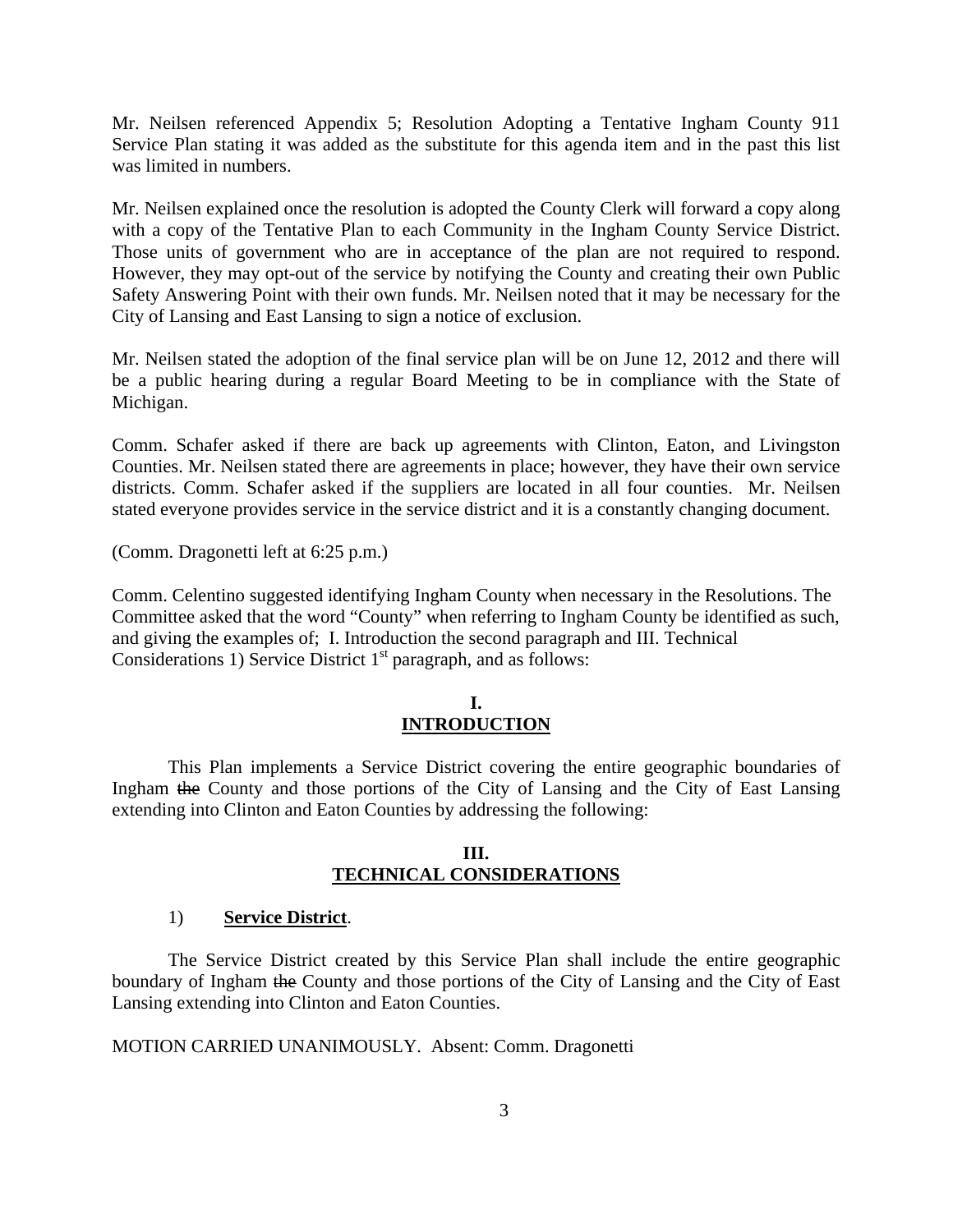Mr. Neilsen referenced Appendix 5; Resolution Adopting a Tentative Ingham County 911 Service Plan stating it was added as the substitute for this agenda item and in the past this list was limited in numbers.

Mr. Neilsen explained once the resolution is adopted the County Clerk will forward a copy along with a copy of the Tentative Plan to each Community in the Ingham County Service District. Those units of government who are in acceptance of the plan are not required to respond. However, they may opt-out of the service by notifying the County and creating their own Public Safety Answering Point with their own funds. Mr. Neilsen noted that it may be necessary for the City of Lansing and East Lansing to sign a notice of exclusion.

Mr. Neilsen stated the adoption of the final service plan will be on June 12, 2012 and there will be a public hearing during a regular Board Meeting to be in compliance with the State of Michigan.

Comm. Schafer asked if there are back up agreements with Clinton, Eaton, and Livingston Counties. Mr. Neilsen stated there are agreements in place; however, they have their own service districts. Comm. Schafer asked if the suppliers are located in all four counties. Mr. Neilsen stated everyone provides service in the service district and it is a constantly changing document.

(Comm. Dragonetti left at 6:25 p.m.)

Comm. Celentino suggested identifying Ingham County when necessary in the Resolutions. The Committee asked that the word "County" when referring to Ingham County be identified as such, and giving the examples of; I. Introduction the second paragraph and III. Technical Considerations 1) Service District 1st paragraph, and as follows:

**I.**
**INTRODUCTION**

This Plan implements a Service District covering the entire geographic boundaries of Ingham ~~the~~ County and those portions of the City of Lansing and the City of East Lansing extending into Clinton and Eaton Counties by addressing the following:

**III.**
**TECHNICAL CONSIDERATIONS**

1) **Service District**.

The Service District created by this Service Plan shall include the entire geographic boundary of Ingham ~~the~~ County and those portions of the City of Lansing and the City of East Lansing extending into Clinton and Eaton Counties.

MOTION CARRIED UNANIMOUSLY. Absent: Comm. Dragonetti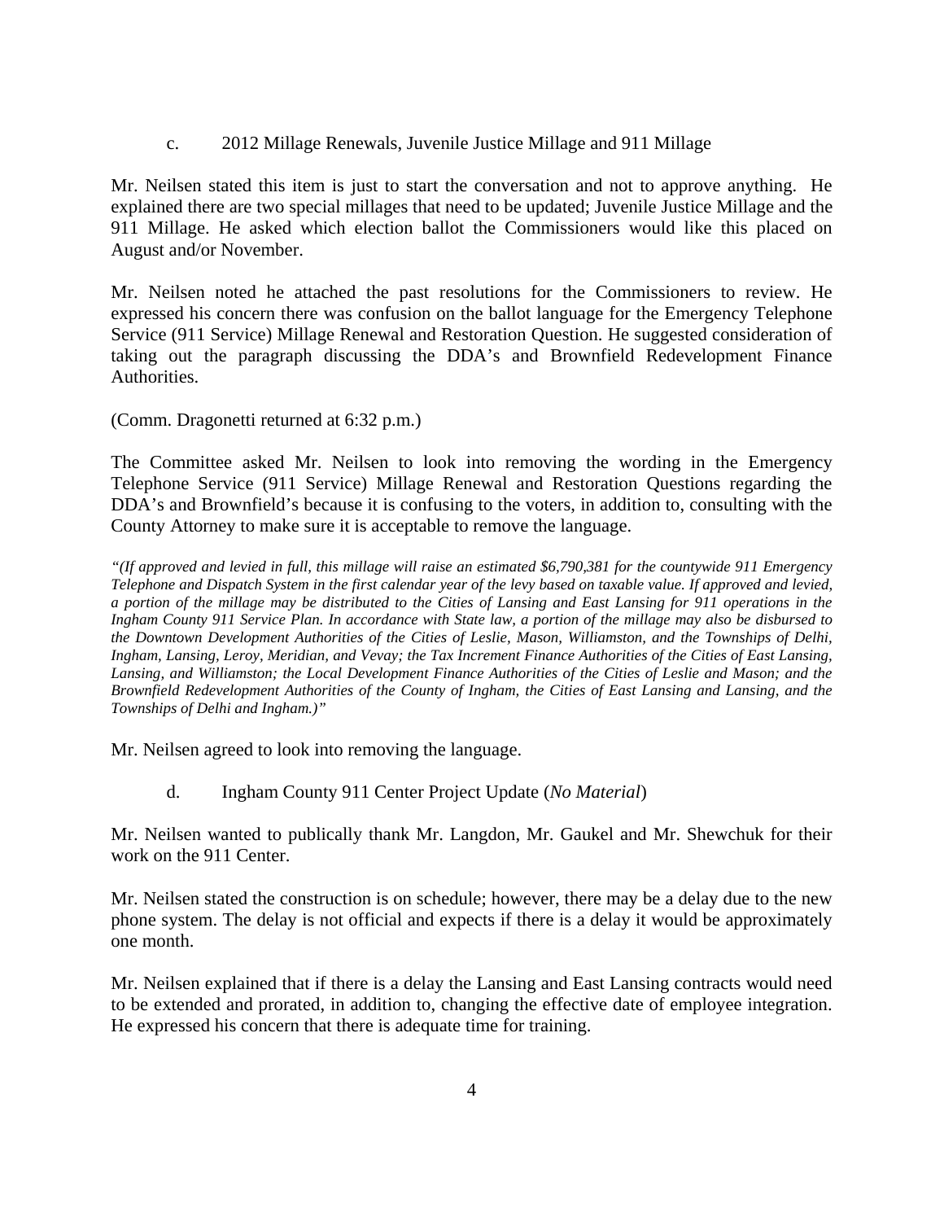c. 2012 Millage Renewals, Juvenile Justice Millage and 911 Millage

Mr. Neilsen stated this item is just to start the conversation and not to approve anything. He explained there are two special millages that need to be updated; Juvenile Justice Millage and the 911 Millage. He asked which election ballot the Commissioners would like this placed on August and/or November.

Mr. Neilsen noted he attached the past resolutions for the Commissioners to review. He expressed his concern there was confusion on the ballot language for the Emergency Telephone Service (911 Service) Millage Renewal and Restoration Question. He suggested consideration of taking out the paragraph discussing the DDA's and Brownfield Redevelopment Finance Authorities.

(Comm. Dragonetti returned at 6:32 p.m.)

The Committee asked Mr. Neilsen to look into removing the wording in the Emergency Telephone Service (911 Service) Millage Renewal and Restoration Questions regarding the DDA's and Brownfield's because it is confusing to the voters, in addition to, consulting with the County Attorney to make sure it is acceptable to remove the language.

*"(If approved and levied in full, this millage will raise an estimated $6,790,381 for the countywide 911 Emergency Telephone and Dispatch System in the first calendar year of the levy based on taxable value. If approved and levied, a portion of the millage may be distributed to the Cities of Lansing and East Lansing for 911 operations in the Ingham County 911 Service Plan. In accordance with State law, a portion of the millage may also be disbursed to the Downtown Development Authorities of the Cities of Leslie, Mason, Williamston, and the Townships of Delhi, Ingham, Lansing, Leroy, Meridian, and Vevay; the Tax Increment Finance Authorities of the Cities of East Lansing, Lansing, and Williamston; the Local Development Finance Authorities of the Cities of Leslie and Mason; and the Brownfield Redevelopment Authorities of the County of Ingham, the Cities of East Lansing and Lansing, and the Townships of Delhi and Ingham.)"*

Mr. Neilsen agreed to look into removing the language.

d. Ingham County 911 Center Project Update (*No Material*)

Mr. Neilsen wanted to publically thank Mr. Langdon, Mr. Gaukel and Mr. Shewchuk for their work on the 911 Center.

Mr. Neilsen stated the construction is on schedule; however, there may be a delay due to the new phone system. The delay is not official and expects if there is a delay it would be approximately one month.

Mr. Neilsen explained that if there is a delay the Lansing and East Lansing contracts would need to be extended and prorated, in addition to, changing the effective date of employee integration. He expressed his concern that there is adequate time for training.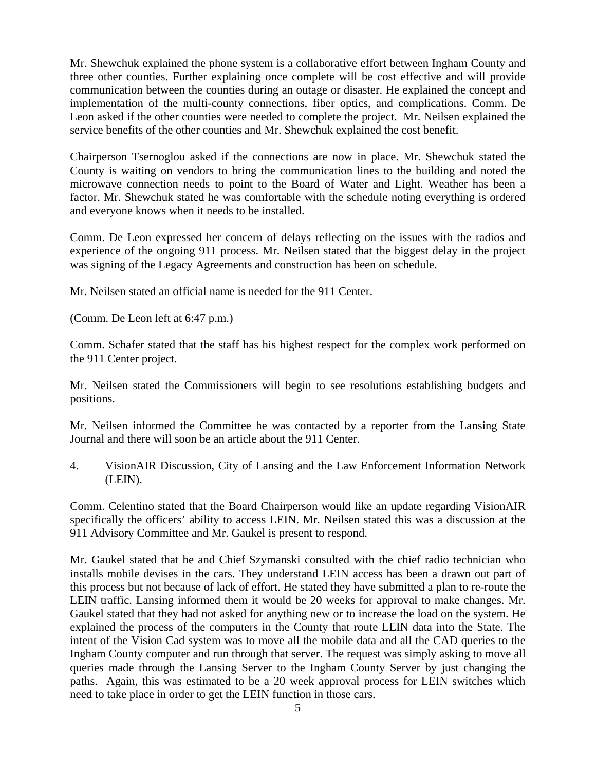Mr. Shewchuk explained the phone system is a collaborative effort between Ingham County and three other counties. Further explaining once complete will be cost effective and will provide communication between the counties during an outage or disaster. He explained the concept and implementation of the multi-county connections, fiber optics, and complications. Comm. De Leon asked if the other counties were needed to complete the project. Mr. Neilsen explained the service benefits of the other counties and Mr. Shewchuk explained the cost benefit.

Chairperson Tsernoglou asked if the connections are now in place. Mr. Shewchuk stated the County is waiting on vendors to bring the communication lines to the building and noted the microwave connection needs to point to the Board of Water and Light. Weather has been a factor. Mr. Shewchuk stated he was comfortable with the schedule noting everything is ordered and everyone knows when it needs to be installed.

Comm. De Leon expressed her concern of delays reflecting on the issues with the radios and experience of the ongoing 911 process. Mr. Neilsen stated that the biggest delay in the project was signing of the Legacy Agreements and construction has been on schedule.

Mr. Neilsen stated an official name is needed for the 911 Center.

(Comm. De Leon left at 6:47 p.m.)

Comm. Schafer stated that the staff has his highest respect for the complex work performed on the 911 Center project.

Mr. Neilsen stated the Commissioners will begin to see resolutions establishing budgets and positions.

Mr. Neilsen informed the Committee he was contacted by a reporter from the Lansing State Journal and there will soon be an article about the 911 Center.

4. VisionAIR Discussion, City of Lansing and the Law Enforcement Information Network (LEIN).

Comm. Celentino stated that the Board Chairperson would like an update regarding VisionAIR specifically the officers' ability to access LEIN. Mr. Neilsen stated this was a discussion at the 911 Advisory Committee and Mr. Gaukel is present to respond.

Mr. Gaukel stated that he and Chief Szymanski consulted with the chief radio technician who installs mobile devises in the cars. They understand LEIN access has been a drawn out part of this process but not because of lack of effort. He stated they have submitted a plan to re-route the LEIN traffic. Lansing informed them it would be 20 weeks for approval to make changes. Mr. Gaukel stated that they had not asked for anything new or to increase the load on the system. He explained the process of the computers in the County that route LEIN data into the State. The intent of the Vision Cad system was to move all the mobile data and all the CAD queries to the Ingham County computer and run through that server. The request was simply asking to move all queries made through the Lansing Server to the Ingham County Server by just changing the paths. Again, this was estimated to be a 20 week approval process for LEIN switches which need to take place in order to get the LEIN function in those cars.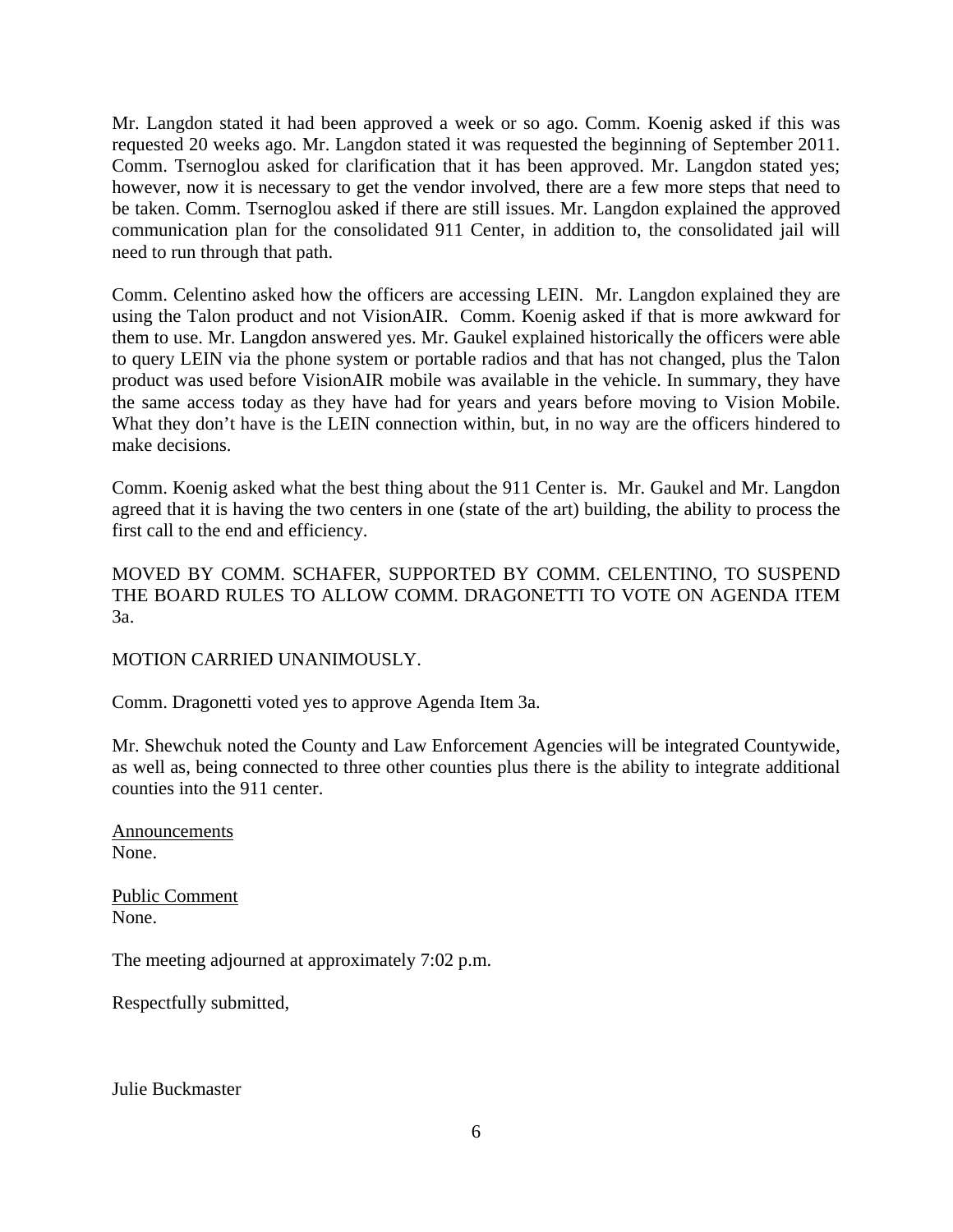Mr. Langdon stated it had been approved a week or so ago. Comm. Koenig asked if this was requested 20 weeks ago. Mr. Langdon stated it was requested the beginning of September 2011. Comm. Tsernoglou asked for clarification that it has been approved. Mr. Langdon stated yes; however, now it is necessary to get the vendor involved, there are a few more steps that need to be taken. Comm. Tsernoglou asked if there are still issues. Mr. Langdon explained the approved communication plan for the consolidated 911 Center, in addition to, the consolidated jail will need to run through that path.

Comm. Celentino asked how the officers are accessing LEIN. Mr. Langdon explained they are using the Talon product and not VisionAIR. Comm. Koenig asked if that is more awkward for them to use. Mr. Langdon answered yes. Mr. Gaukel explained historically the officers were able to query LEIN via the phone system or portable radios and that has not changed, plus the Talon product was used before VisionAIR mobile was available in the vehicle. In summary, they have the same access today as they have had for years and years before moving to Vision Mobile. What they don't have is the LEIN connection within, but, in no way are the officers hindered to make decisions.

Comm. Koenig asked what the best thing about the 911 Center is. Mr. Gaukel and Mr. Langdon agreed that it is having the two centers in one (state of the art) building, the ability to process the first call to the end and efficiency.

MOVED BY COMM. SCHAFER, SUPPORTED BY COMM. CELENTINO, TO SUSPEND THE BOARD RULES TO ALLOW COMM. DRAGONETTI TO VOTE ON AGENDA ITEM 3a.

MOTION CARRIED UNANIMOUSLY.

Comm. Dragonetti voted yes to approve Agenda Item 3a.

Mr. Shewchuk noted the County and Law Enforcement Agencies will be integrated Countywide, as well as, being connected to three other counties plus there is the ability to integrate additional counties into the 911 center.

Announcements
None.

Public Comment
None.

The meeting adjourned at approximately 7:02 p.m.

Respectfully submitted,

Julie Buckmaster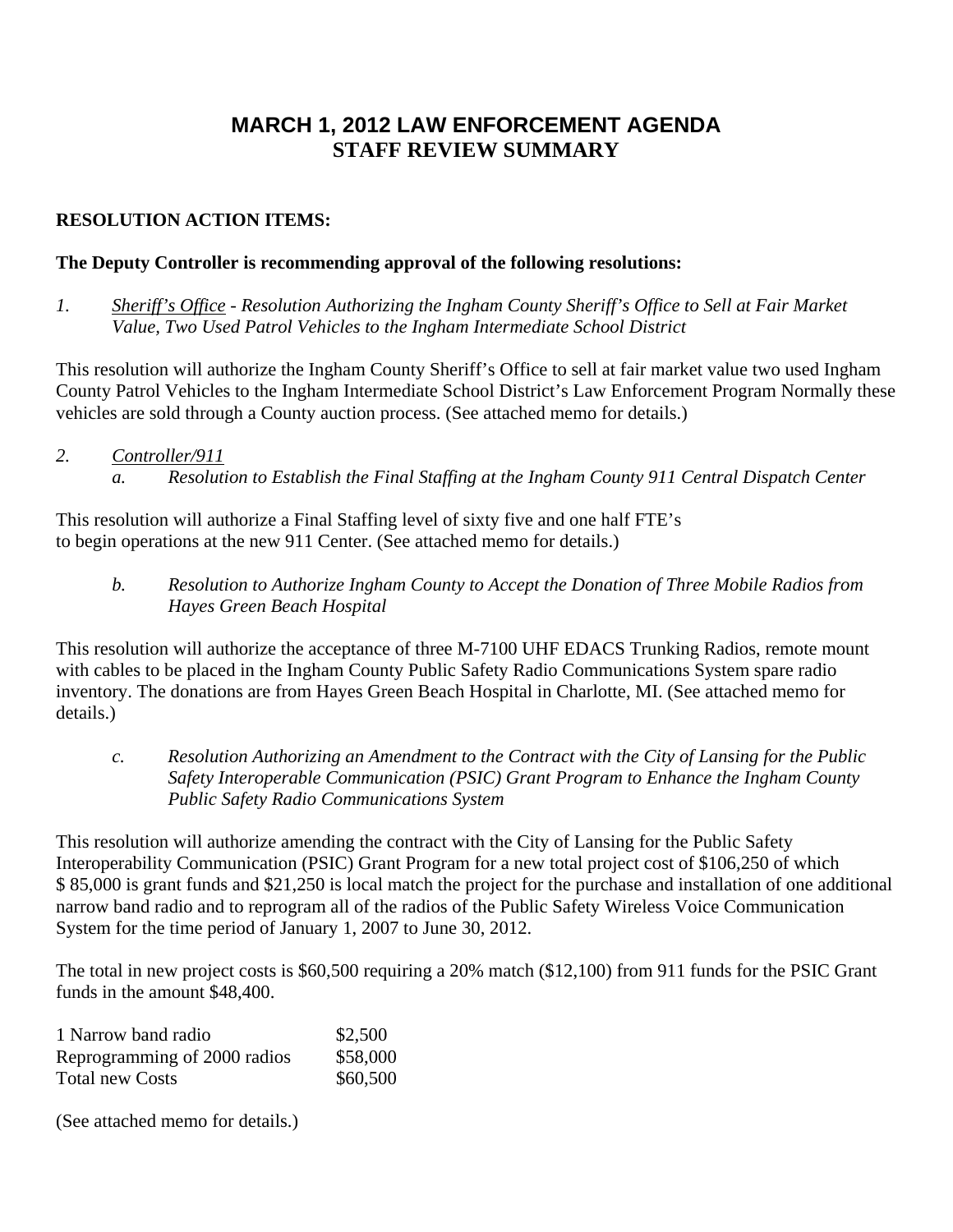# MARCH 1, 2012 LAW ENFORCEMENT AGENDA
# STAFF REVIEW SUMMARY

**RESOLUTION ACTION ITEMS:**

**The Deputy Controller is recommending approval of the following resolutions:**

*1.* *Sheriff's Office - Resolution Authorizing the Ingham County Sheriff's Office to Sell at Fair Market Value, Two Used Patrol Vehicles to the Ingham Intermediate School District*

This resolution will authorize the Ingham County Sheriff's Office to sell at fair market value two used Ingham County Patrol Vehicles to the Ingham Intermediate School District's Law Enforcement Program Normally these vehicles are sold through a County auction process. (See attached memo for details.)

*2.* *Controller/911*

*a.* *Resolution to Establish the Final Staffing at the Ingham County 911 Central Dispatch Center*

This resolution will authorize a Final Staffing level of sixty five and one half FTE's to begin operations at the new 911 Center. (See attached memo for details.)

*b.* *Resolution to Authorize Ingham County to Accept the Donation of Three Mobile Radios from Hayes Green Beach Hospital*

This resolution will authorize the acceptance of three M-7100 UHF EDACS Trunking Radios, remote mount with cables to be placed in the Ingham County Public Safety Radio Communications System spare radio inventory. The donations are from Hayes Green Beach Hospital in Charlotte, MI. (See attached memo for details.)

*c.* *Resolution Authorizing an Amendment to the Contract with the City of Lansing for the Public Safety Interoperable Communication (PSIC) Grant Program to Enhance the Ingham County Public Safety Radio Communications System*

This resolution will authorize amending the contract with the City of Lansing for the Public Safety Interoperability Communication (PSIC) Grant Program for a new total project cost of $106,250 of which $ 85,000 is grant funds and $21,250 is local match the project for the purchase and installation of one additional narrow band radio and to reprogram all of the radios of the Public Safety Wireless Voice Communication System for the time period of January 1, 2007 to June 30, 2012.

The total in new project costs is $60,500 requiring a 20% match ($12,100) from 911 funds for the PSIC Grant funds in the amount $48,400.

| | |
|---|---|
| 1 Narrow band radio | $2,500 |
| Reprogramming of 2000 radios | $58,000 |
| Total new Costs | $60,500 |

(See attached memo for details.)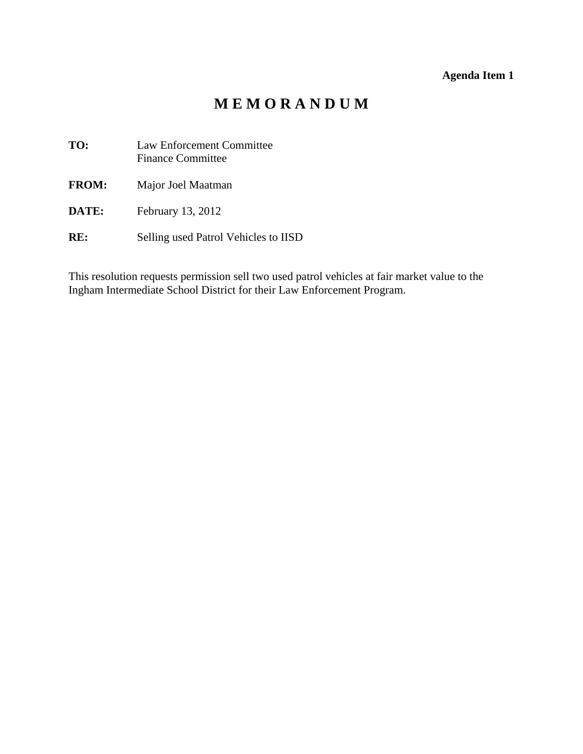**Agenda Item 1**

# M E M O R A N D U M

**TO:** Law Enforcement Committee
Finance Committee

**FROM:** Major Joel Maatman

**DATE:** February 13, 2012

**RE:** Selling used Patrol Vehicles to IISD

This resolution requests permission sell two used patrol vehicles at fair market value to the Ingham Intermediate School District for their Law Enforcement Program.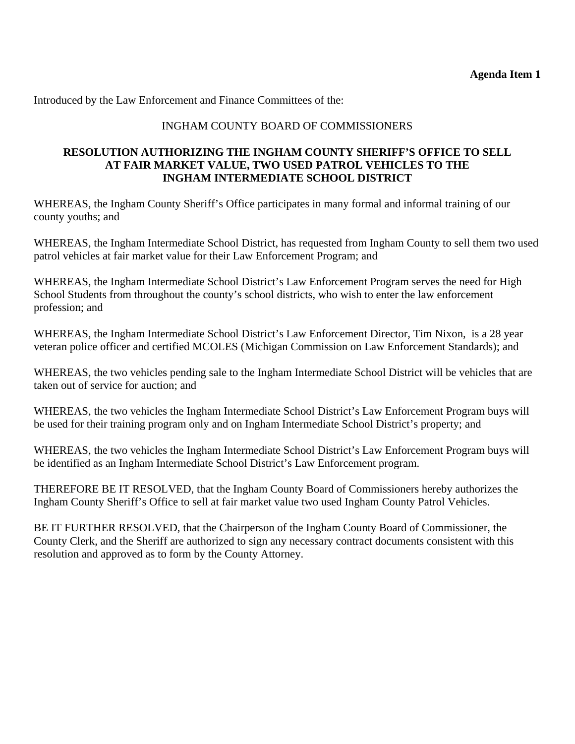**Agenda Item 1**

Introduced by the Law Enforcement and Finance Committees of the:

INGHAM COUNTY BOARD OF COMMISSIONERS

**RESOLUTION AUTHORIZING THE INGHAM COUNTY SHERIFF'S OFFICE TO SELL AT FAIR MARKET VALUE, TWO USED PATROL VEHICLES TO THE INGHAM INTERMEDIATE SCHOOL DISTRICT**

WHEREAS, the Ingham County Sheriff's Office participates in many formal and informal training of our county youths; and

WHEREAS, the Ingham Intermediate School District, has requested from Ingham County to sell them two used patrol vehicles at fair market value for their Law Enforcement Program; and

WHEREAS, the Ingham Intermediate School District's Law Enforcement Program serves the need for High School Students from throughout the county's school districts, who wish to enter the law enforcement profession; and

WHEREAS, the Ingham Intermediate School District's Law Enforcement Director, Tim Nixon, is a 28 year veteran police officer and certified MCOLES (Michigan Commission on Law Enforcement Standards); and

WHEREAS, the two vehicles pending sale to the Ingham Intermediate School District will be vehicles that are taken out of service for auction; and

WHEREAS, the two vehicles the Ingham Intermediate School District's Law Enforcement Program buys will be used for their training program only and on Ingham Intermediate School District's property; and

WHEREAS, the two vehicles the Ingham Intermediate School District's Law Enforcement Program buys will be identified as an Ingham Intermediate School District's Law Enforcement program.

THEREFORE BE IT RESOLVED, that the Ingham County Board of Commissioners hereby authorizes the Ingham County Sheriff's Office to sell at fair market value two used Ingham County Patrol Vehicles.

BE IT FURTHER RESOLVED, that the Chairperson of the Ingham County Board of Commissioner, the County Clerk, and the Sheriff are authorized to sign any necessary contract documents consistent with this resolution and approved as to form by the County Attorney.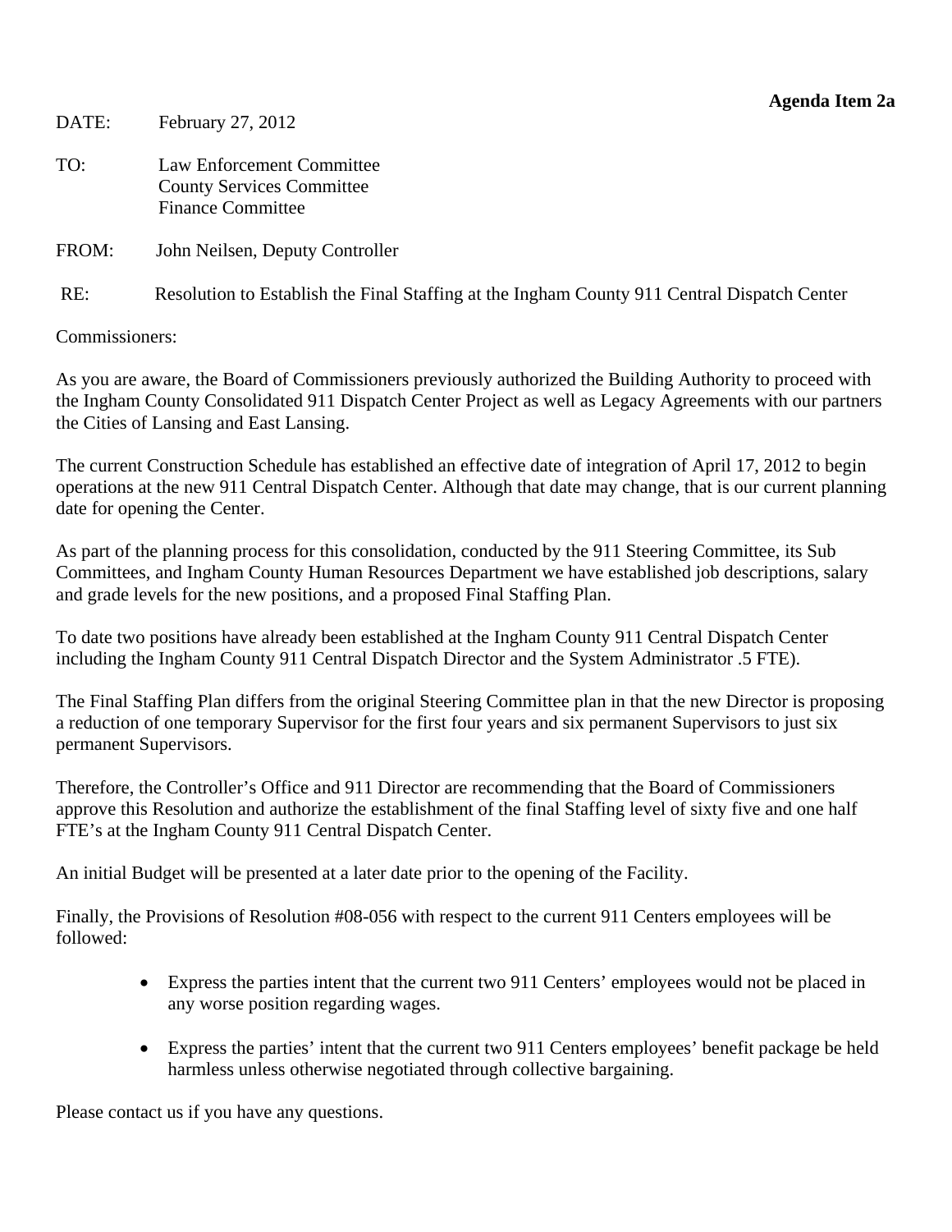**Agenda Item 2a**

DATE: February 27, 2012

TO: Law Enforcement Committee
County Services Committee
Finance Committee

FROM: John Neilsen, Deputy Controller

RE: Resolution to Establish the Final Staffing at the Ingham County 911 Central Dispatch Center

Commissioners:

As you are aware, the Board of Commissioners previously authorized the Building Authority to proceed with the Ingham County Consolidated 911 Dispatch Center Project as well as Legacy Agreements with our partners the Cities of Lansing and East Lansing.

The current Construction Schedule has established an effective date of integration of April 17, 2012 to begin operations at the new 911 Central Dispatch Center. Although that date may change, that is our current planning date for opening the Center.

As part of the planning process for this consolidation, conducted by the 911 Steering Committee, its Sub Committees, and Ingham County Human Resources Department we have established job descriptions, salary and grade levels for the new positions, and a proposed Final Staffing Plan.

To date two positions have already been established at the Ingham County 911 Central Dispatch Center including the Ingham County 911 Central Dispatch Director and the System Administrator .5 FTE).

The Final Staffing Plan differs from the original Steering Committee plan in that the new Director is proposing a reduction of one temporary Supervisor for the first four years and six permanent Supervisors to just six permanent Supervisors.

Therefore, the Controller's Office and 911 Director are recommending that the Board of Commissioners approve this Resolution and authorize the establishment of the final Staffing level of sixty five and one half FTE's at the Ingham County 911 Central Dispatch Center.

An initial Budget will be presented at a later date prior to the opening of the Facility.

Finally, the Provisions of Resolution #08-056 with respect to the current 911 Centers employees will be followed:

- Express the parties intent that the current two 911 Centers' employees would not be placed in any worse position regarding wages.
- Express the parties' intent that the current two 911 Centers employees' benefit package be held harmless unless otherwise negotiated through collective bargaining.

Please contact us if you have any questions.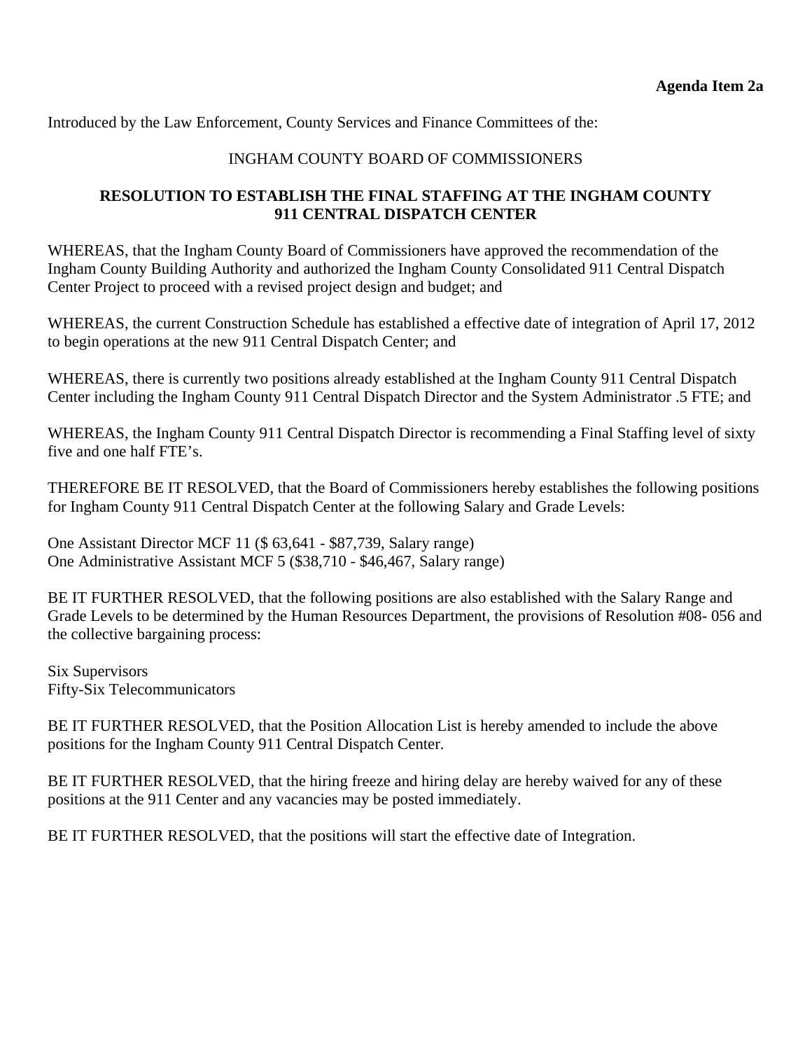**Agenda Item 2a**

Introduced by the Law Enforcement, County Services and Finance Committees of the:

INGHAM COUNTY BOARD OF COMMISSIONERS

**RESOLUTION TO ESTABLISH THE FINAL STAFFING AT THE INGHAM COUNTY 911 CENTRAL DISPATCH CENTER**

WHEREAS, that the Ingham County Board of Commissioners have approved the recommendation of the Ingham County Building Authority and authorized the Ingham County Consolidated 911 Central Dispatch Center Project to proceed with a revised project design and budget; and

WHEREAS, the current Construction Schedule has established a effective date of integration of April 17, 2012 to begin operations at the new 911 Central Dispatch Center; and

WHEREAS, there is currently two positions already established at the Ingham County 911 Central Dispatch Center including the Ingham County 911 Central Dispatch Director and the System Administrator .5 FTE; and

WHEREAS, the Ingham County 911 Central Dispatch Director is recommending a Final Staffing level of sixty five and one half FTE's.

THEREFORE BE IT RESOLVED, that the Board of Commissioners hereby establishes the following positions for Ingham County 911 Central Dispatch Center at the following Salary and Grade Levels:

One Assistant Director MCF 11 ($ 63,641 - $87,739, Salary range)
One Administrative Assistant MCF 5 ($38,710 - $46,467, Salary range)

BE IT FURTHER RESOLVED, that the following positions are also established with the Salary Range and Grade Levels to be determined by the Human Resources Department, the provisions of Resolution #08- 056 and the collective bargaining process:

Six Supervisors
Fifty-Six Telecommunicators

BE IT FURTHER RESOLVED, that the Position Allocation List is hereby amended to include the above positions for the Ingham County 911 Central Dispatch Center.

BE IT FURTHER RESOLVED, that the hiring freeze and hiring delay are hereby waived for any of these positions at the 911 Center and any vacancies may be posted immediately.

BE IT FURTHER RESOLVED, that the positions will start the effective date of Integration.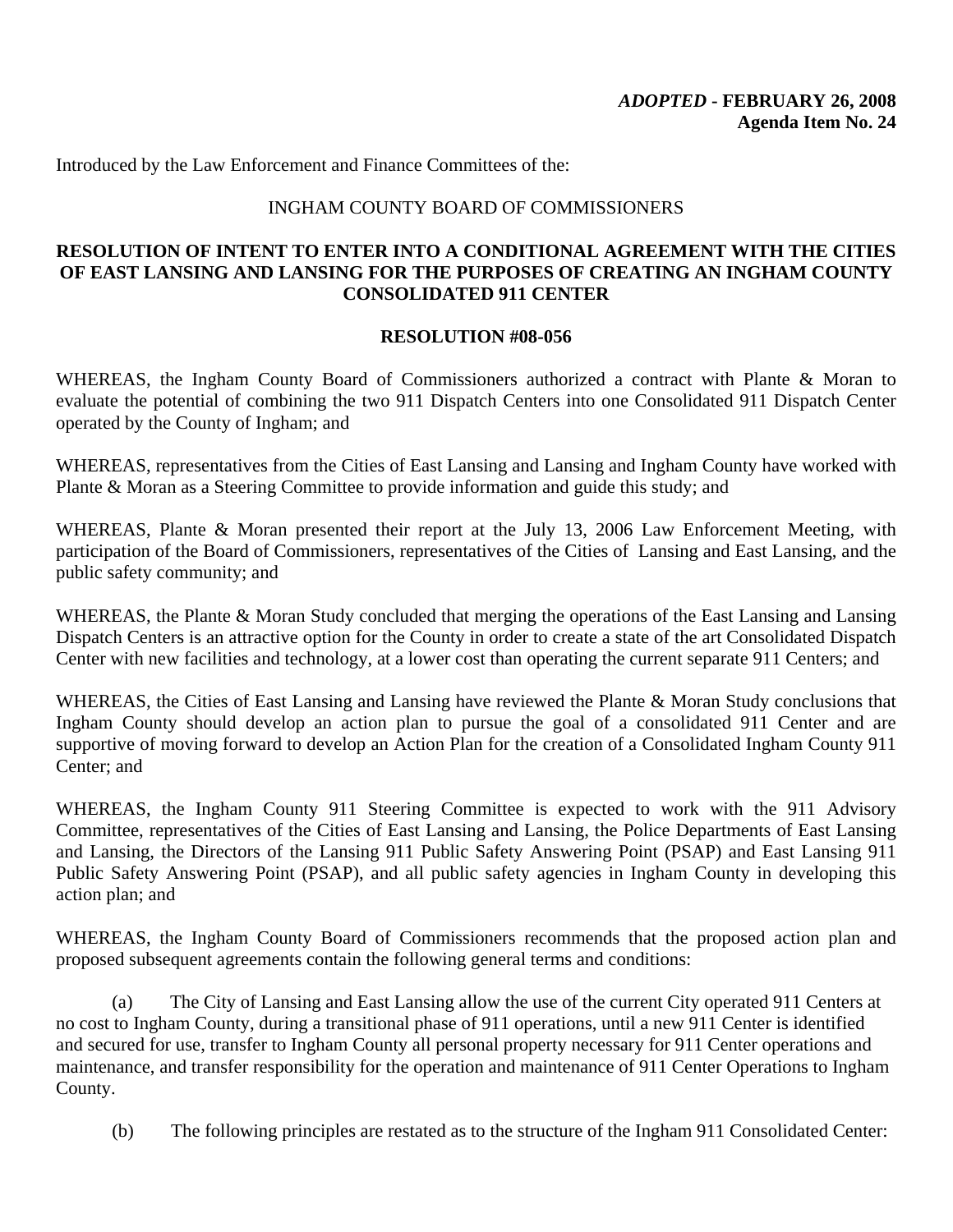***ADOPTED* - FEBRUARY 26, 2008**
**Agenda Item No. 24**

Introduced by the Law Enforcement and Finance Committees of the:

INGHAM COUNTY BOARD OF COMMISSIONERS

**RESOLUTION OF INTENT TO ENTER INTO A CONDITIONAL AGREEMENT WITH THE CITIES OF EAST LANSING AND LANSING FOR THE PURPOSES OF CREATING AN INGHAM COUNTY CONSOLIDATED 911 CENTER**

**RESOLUTION #08-056**

WHEREAS, the Ingham County Board of Commissioners authorized a contract with Plante & Moran to evaluate the potential of combining the two 911 Dispatch Centers into one Consolidated 911 Dispatch Center operated by the County of Ingham; and

WHEREAS, representatives from the Cities of East Lansing and Lansing and Ingham County have worked with Plante & Moran as a Steering Committee to provide information and guide this study; and

WHEREAS, Plante & Moran presented their report at the July 13, 2006 Law Enforcement Meeting, with participation of the Board of Commissioners, representatives of the Cities of Lansing and East Lansing, and the public safety community; and

WHEREAS, the Plante & Moran Study concluded that merging the operations of the East Lansing and Lansing Dispatch Centers is an attractive option for the County in order to create a state of the art Consolidated Dispatch Center with new facilities and technology, at a lower cost than operating the current separate 911 Centers; and

WHEREAS, the Cities of East Lansing and Lansing have reviewed the Plante & Moran Study conclusions that Ingham County should develop an action plan to pursue the goal of a consolidated 911 Center and are supportive of moving forward to develop an Action Plan for the creation of a Consolidated Ingham County 911 Center; and

WHEREAS, the Ingham County 911 Steering Committee is expected to work with the 911 Advisory Committee, representatives of the Cities of East Lansing and Lansing, the Police Departments of East Lansing and Lansing, the Directors of the Lansing 911 Public Safety Answering Point (PSAP) and East Lansing 911 Public Safety Answering Point (PSAP), and all public safety agencies in Ingham County in developing this action plan; and

WHEREAS, the Ingham County Board of Commissioners recommends that the proposed action plan and proposed subsequent agreements contain the following general terms and conditions:

(a) The City of Lansing and East Lansing allow the use of the current City operated 911 Centers at no cost to Ingham County, during a transitional phase of 911 operations, until a new 911 Center is identified and secured for use, transfer to Ingham County all personal property necessary for 911 Center operations and maintenance, and transfer responsibility for the operation and maintenance of 911 Center Operations to Ingham County.

(b) The following principles are restated as to the structure of the Ingham 911 Consolidated Center: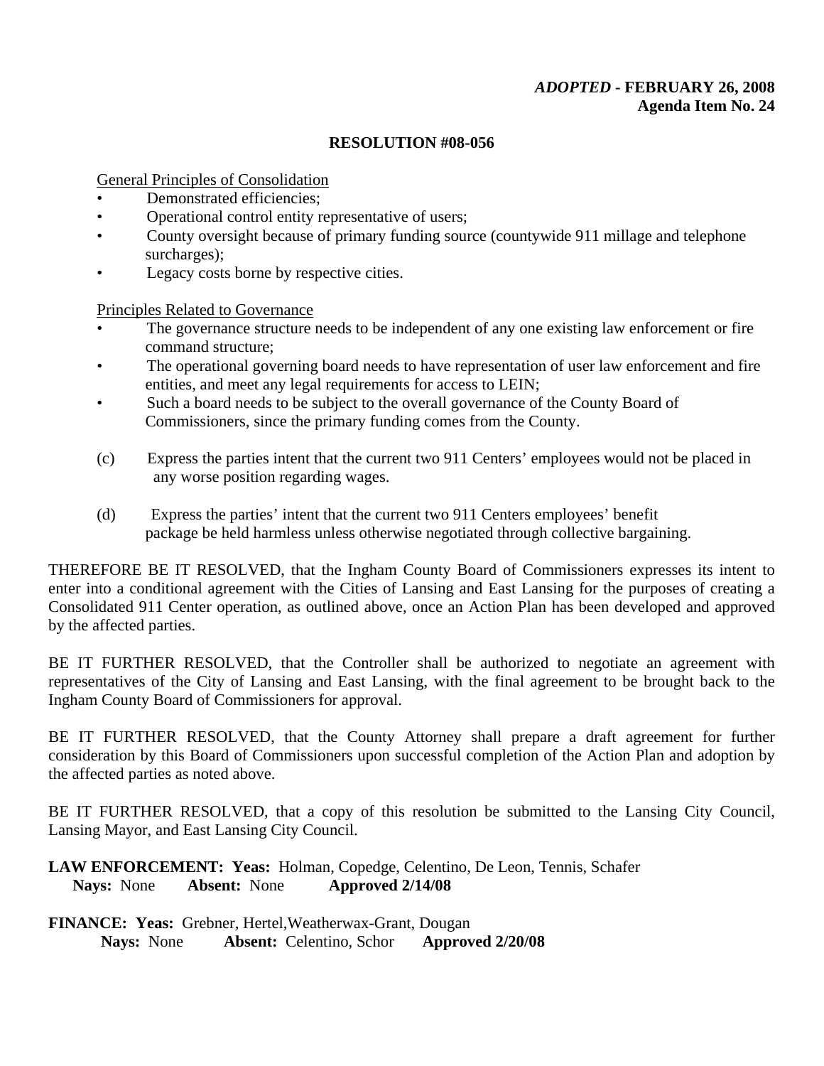*ADOPTED* - **FEBRUARY 26, 2008**
**Agenda Item No. 24**

**RESOLUTION #08-056**

General Principles of Consolidation

- Demonstrated efficiencies;
- Operational control entity representative of users;
- County oversight because of primary funding source (countywide 911 millage and telephone surcharges);
- Legacy costs borne by respective cities.

Principles Related to Governance

- The governance structure needs to be independent of any one existing law enforcement or fire command structure;
- The operational governing board needs to have representation of user law enforcement and fire entities, and meet any legal requirements for access to LEIN;
- Such a board needs to be subject to the overall governance of the County Board of Commissioners, since the primary funding comes from the County.

(c) Express the parties intent that the current two 911 Centers' employees would not be placed in any worse position regarding wages.

(d) Express the parties' intent that the current two 911 Centers employees' benefit package be held harmless unless otherwise negotiated through collective bargaining.

THEREFORE BE IT RESOLVED, that the Ingham County Board of Commissioners expresses its intent to enter into a conditional agreement with the Cities of Lansing and East Lansing for the purposes of creating a Consolidated 911 Center operation, as outlined above, once an Action Plan has been developed and approved by the affected parties.

BE IT FURTHER RESOLVED, that the Controller shall be authorized to negotiate an agreement with representatives of the City of Lansing and East Lansing, with the final agreement to be brought back to the Ingham County Board of Commissioners for approval.

BE IT FURTHER RESOLVED, that the County Attorney shall prepare a draft agreement for further consideration by this Board of Commissioners upon successful completion of the Action Plan and adoption by the affected parties as noted above.

BE IT FURTHER RESOLVED, that a copy of this resolution be submitted to the Lansing City Council, Lansing Mayor, and East Lansing City Council.

**LAW ENFORCEMENT: Yeas:** Holman, Copedge, Celentino, De Leon, Tennis, Schafer
**Nays:** None **Absent:** None **Approved 2/14/08**

**FINANCE: Yeas:** Grebner, Hertel,Weatherwax-Grant, Dougan
**Nays:** None **Absent:** Celentino, Schor **Approved 2/20/08**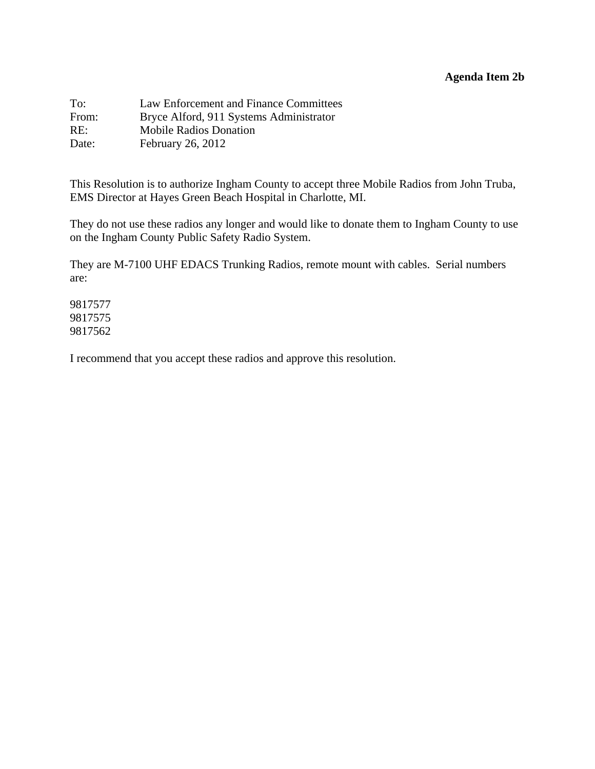**Agenda Item 2b**

To: Law Enforcement and Finance Committees
From: Bryce Alford, 911 Systems Administrator
RE: Mobile Radios Donation
Date: February 26, 2012

This Resolution is to authorize Ingham County to accept three Mobile Radios from John Truba, EMS Director at Hayes Green Beach Hospital in Charlotte, MI.

They do not use these radios any longer and would like to donate them to Ingham County to use on the Ingham County Public Safety Radio System.

They are M-7100 UHF EDACS Trunking Radios, remote mount with cables. Serial numbers are:

9817577
9817575
9817562

I recommend that you accept these radios and approve this resolution.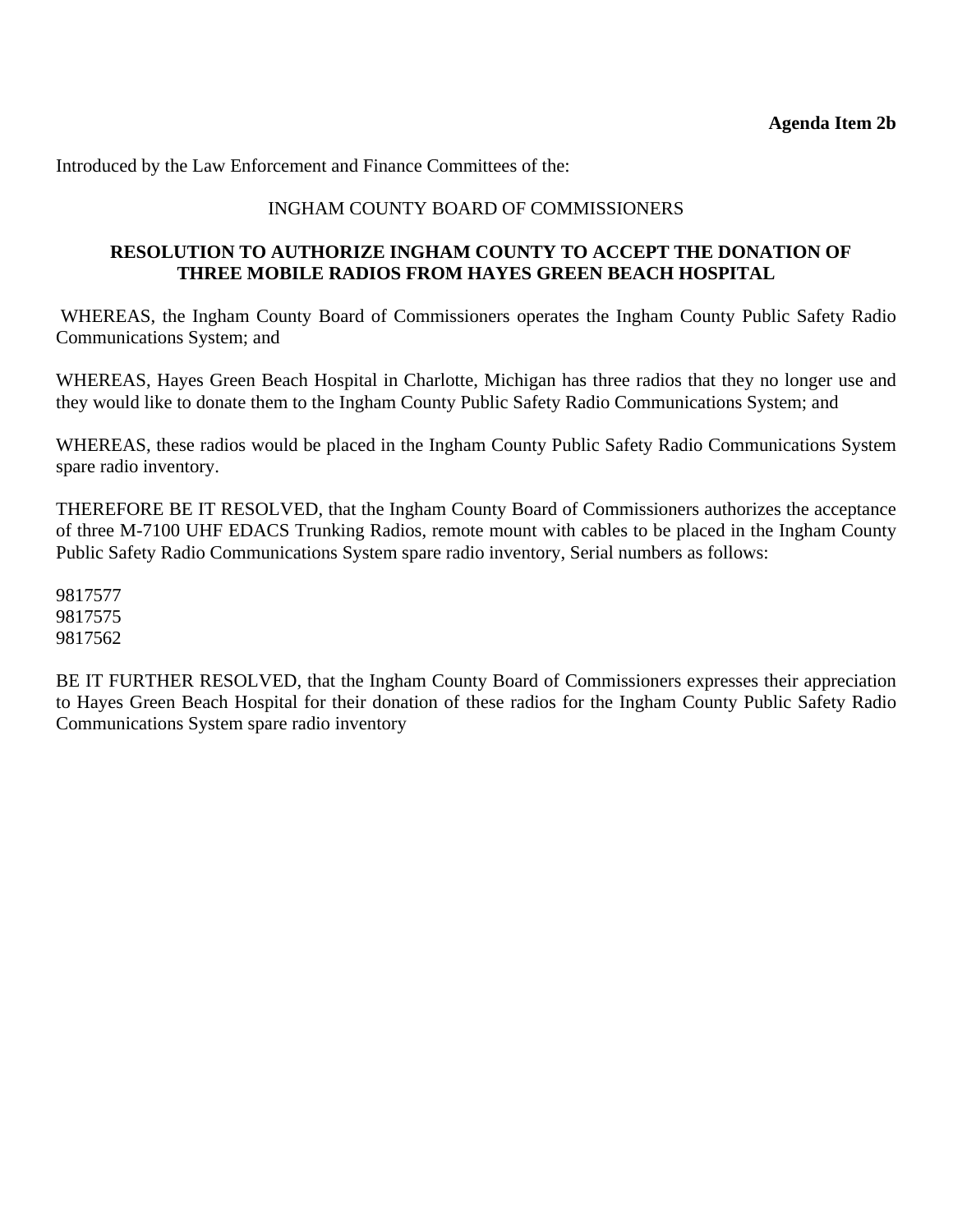**Agenda Item 2b**

Introduced by the Law Enforcement and Finance Committees of the:

INGHAM COUNTY BOARD OF COMMISSIONERS

**RESOLUTION TO AUTHORIZE INGHAM COUNTY TO ACCEPT THE DONATION OF THREE MOBILE RADIOS FROM HAYES GREEN BEACH HOSPITAL**

WHEREAS, the Ingham County Board of Commissioners operates the Ingham County Public Safety Radio Communications System; and

WHEREAS, Hayes Green Beach Hospital in Charlotte, Michigan has three radios that they no longer use and they would like to donate them to the Ingham County Public Safety Radio Communications System; and

WHEREAS, these radios would be placed in the Ingham County Public Safety Radio Communications System spare radio inventory.

THEREFORE BE IT RESOLVED, that the Ingham County Board of Commissioners authorizes the acceptance of three M-7100 UHF EDACS Trunking Radios, remote mount with cables to be placed in the Ingham County Public Safety Radio Communications System spare radio inventory, Serial numbers as follows:

9817577  
9817575  
9817562

BE IT FURTHER RESOLVED, that the Ingham County Board of Commissioners expresses their appreciation to Hayes Green Beach Hospital for their donation of these radios for the Ingham County Public Safety Radio Communications System spare radio inventory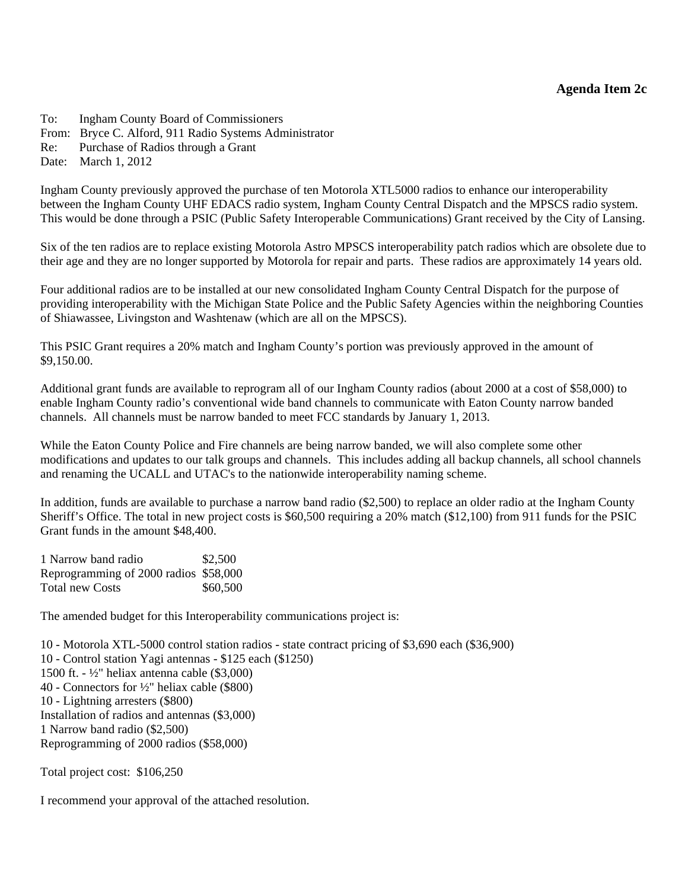**Agenda Item 2c**

To: Ingham County Board of Commissioners  
From: Bryce C. Alford, 911 Radio Systems Administrator  
Re: Purchase of Radios through a Grant  
Date: March 1, 2012

Ingham County previously approved the purchase of ten Motorola XTL5000 radios to enhance our interoperability between the Ingham County UHF EDACS radio system, Ingham County Central Dispatch and the MPSCS radio system. This would be done through a PSIC (Public Safety Interoperable Communications) Grant received by the City of Lansing.

Six of the ten radios are to replace existing Motorola Astro MPSCS interoperability patch radios which are obsolete due to their age and they are no longer supported by Motorola for repair and parts. These radios are approximately 14 years old.

Four additional radios are to be installed at our new consolidated Ingham County Central Dispatch for the purpose of providing interoperability with the Michigan State Police and the Public Safety Agencies within the neighboring Counties of Shiawassee, Livingston and Washtenaw (which are all on the MPSCS).

This PSIC Grant requires a 20% match and Ingham County's portion was previously approved in the amount of $9,150.00.

Additional grant funds are available to reprogram all of our Ingham County radios (about 2000 at a cost of $58,000) to enable Ingham County radio's conventional wide band channels to communicate with Eaton County narrow banded channels. All channels must be narrow banded to meet FCC standards by January 1, 2013.

While the Eaton County Police and Fire channels are being narrow banded, we will also complete some other modifications and updates to our talk groups and channels. This includes adding all backup channels, all school channels and renaming the UCALL and UTAC's to the nationwide interoperability naming scheme.

In addition, funds are available to purchase a narrow band radio ($2,500) to replace an older radio at the Ingham County Sheriff's Office. The total in new project costs is $60,500 requiring a 20% match ($12,100) from 911 funds for the PSIC Grant funds in the amount $48,400.

| | |
|---|---|
| 1 Narrow band radio | $2,500 |
| Reprogramming of 2000 radios | $58,000 |
| Total new Costs | $60,500 |

The amended budget for this Interoperability communications project is:

10 - Motorola XTL-5000 control station radios - state contract pricing of $3,690 each ($36,900)  
10 - Control station Yagi antennas - $125 each ($1250)  
1500 ft. - ½" heliax antenna cable ($3,000)  
40 - Connectors for ½" heliax cable ($800)  
10 - Lightning arresters ($800)  
Installation of radios and antennas ($3,000)  
1 Narrow band radio ($2,500)  
Reprogramming of 2000 radios ($58,000)

Total project cost: $106,250

I recommend your approval of the attached resolution.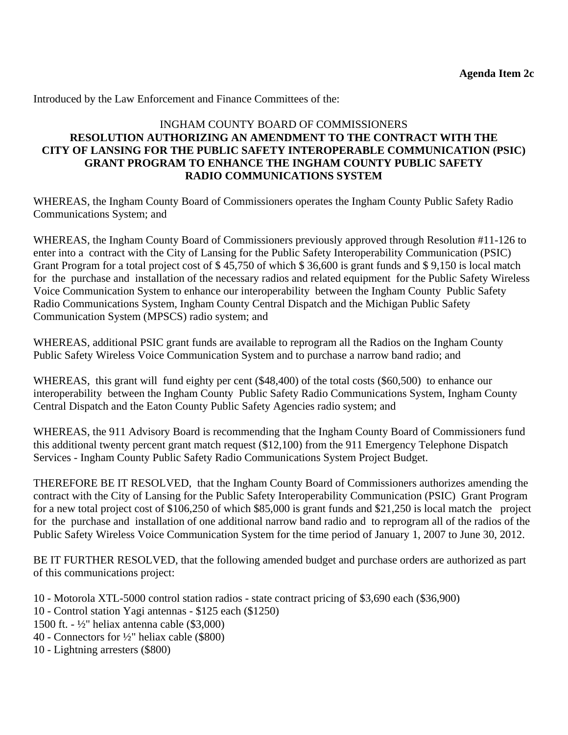**Agenda Item 2c**

Introduced by the Law Enforcement and Finance Committees of the:

INGHAM COUNTY BOARD OF COMMISSIONERS

**RESOLUTION AUTHORIZING AN AMENDMENT TO THE CONTRACT WITH THE CITY OF LANSING FOR THE PUBLIC SAFETY INTEROPERABLE COMMUNICATION (PSIC) GRANT PROGRAM TO ENHANCE THE INGHAM COUNTY PUBLIC SAFETY RADIO COMMUNICATIONS SYSTEM**

WHEREAS, the Ingham County Board of Commissioners operates the Ingham County Public Safety Radio Communications System; and

WHEREAS, the Ingham County Board of Commissioners previously approved through Resolution #11-126 to enter into a contract with the City of Lansing for the Public Safety Interoperability Communication (PSIC) Grant Program for a total project cost of $ 45,750 of which $ 36,600 is grant funds and $ 9,150 is local match for the purchase and installation of the necessary radios and related equipment for the Public Safety Wireless Voice Communication System to enhance our interoperability between the Ingham County Public Safety Radio Communications System, Ingham County Central Dispatch and the Michigan Public Safety Communication System (MPSCS) radio system; and

WHEREAS, additional PSIC grant funds are available to reprogram all the Radios on the Ingham County Public Safety Wireless Voice Communication System and to purchase a narrow band radio; and

WHEREAS, this grant will fund eighty per cent ($48,400) of the total costs ($60,500) to enhance our interoperability between the Ingham County Public Safety Radio Communications System, Ingham County Central Dispatch and the Eaton County Public Safety Agencies radio system; and

WHEREAS, the 911 Advisory Board is recommending that the Ingham County Board of Commissioners fund this additional twenty percent grant match request ($12,100) from the 911 Emergency Telephone Dispatch Services - Ingham County Public Safety Radio Communications System Project Budget.

THEREFORE BE IT RESOLVED, that the Ingham County Board of Commissioners authorizes amending the contract with the City of Lansing for the Public Safety Interoperability Communication (PSIC) Grant Program for a new total project cost of $106,250 of which $85,000 is grant funds and $21,250 is local match the project for the purchase and installation of one additional narrow band radio and to reprogram all of the radios of the Public Safety Wireless Voice Communication System for the time period of January 1, 2007 to June 30, 2012.

BE IT FURTHER RESOLVED, that the following amended budget and purchase orders are authorized as part of this communications project:

10 - Motorola XTL-5000 control station radios - state contract pricing of $3,690 each ($36,900)
10 - Control station Yagi antennas - $125 each ($1250)
1500 ft. - ½" heliax antenna cable ($3,000)
40 - Connectors for ½" heliax cable ($800)
10 - Lightning arresters ($800)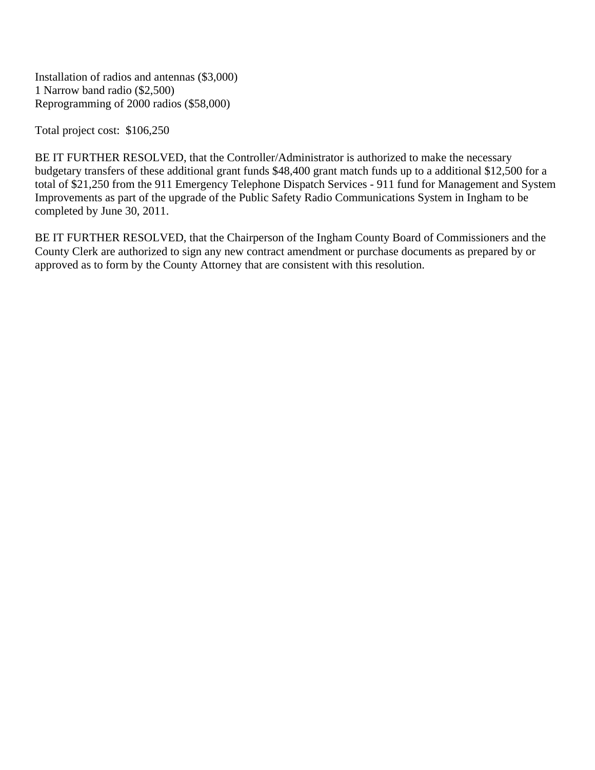Installation of radios and antennas ($3,000)
1 Narrow band radio ($2,500)
Reprogramming of 2000 radios ($58,000)

Total project cost: $106,250

BE IT FURTHER RESOLVED, that the Controller/Administrator is authorized to make the necessary budgetary transfers of these additional grant funds $48,400 grant match funds up to a additional $12,500 for a total of $21,250 from the 911 Emergency Telephone Dispatch Services - 911 fund for Management and System Improvements as part of the upgrade of the Public Safety Radio Communications System in Ingham to be completed by June 30, 2011.

BE IT FURTHER RESOLVED, that the Chairperson of the Ingham County Board of Commissioners and the County Clerk are authorized to sign any new contract amendment or purchase documents as prepared by or approved as to form by the County Attorney that are consistent with this resolution.